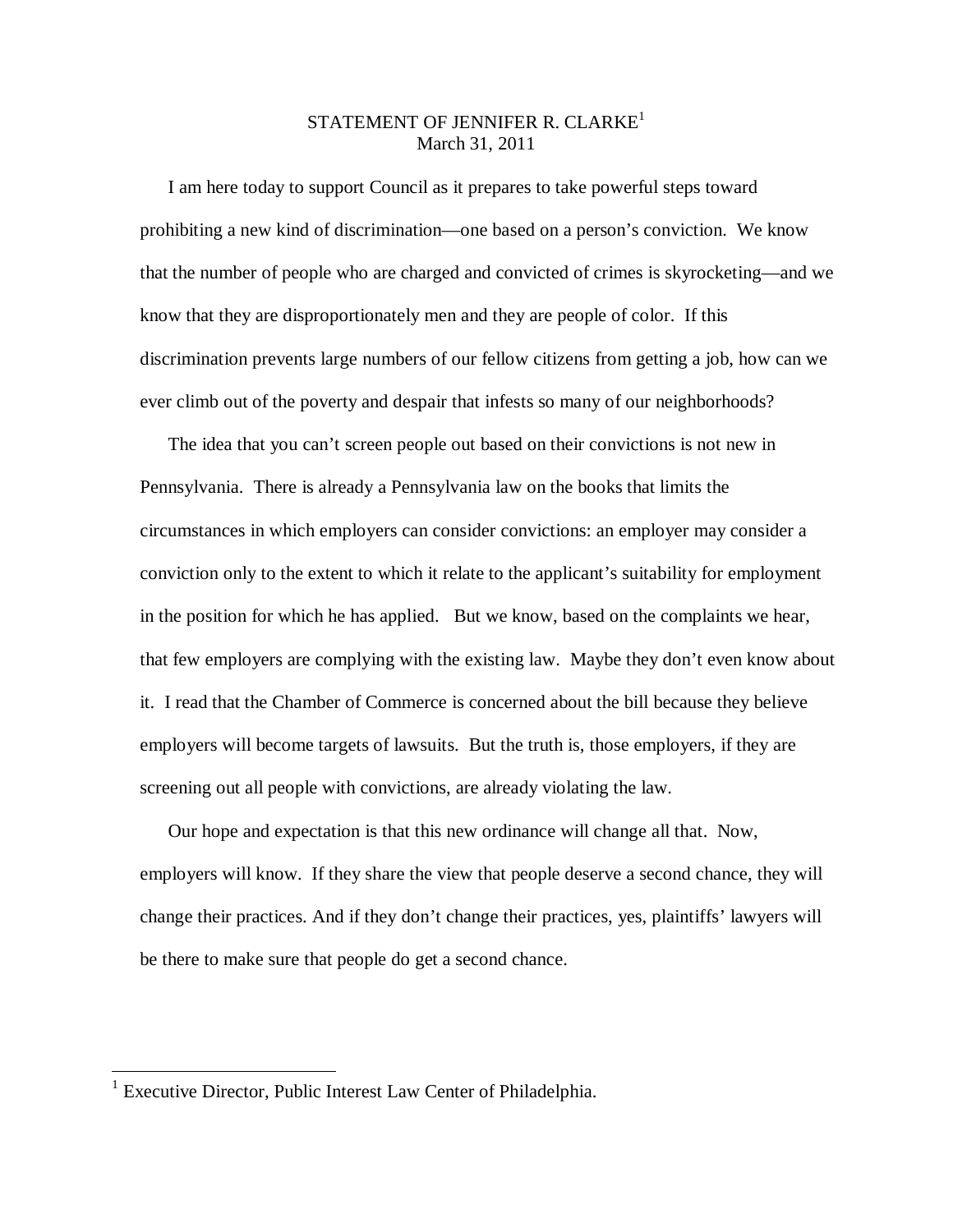# STATEMENT OF JENNIFER R. CLARKE[1]

March 31, 2011

I am here today to support Council as it prepares to take powerful steps toward prohibiting a new kind of discrimination—one based on a person's conviction. We know that the number of people who are charged and convicted of crimes is skyrocketing—and we know that they are disproportionately men and they are people of color. If this discrimination prevents large numbers of our fellow citizens from getting a job, how can we ever climb out of the poverty and despair that infests so many of our neighborhoods?

The idea that you can't screen people out based on their convictions is not new in Pennsylvania. There is already a Pennsylvania law on the books that limits the circumstances in which employers can consider convictions: an employer may consider a conviction only to the extent to which it relate to the applicant's suitability for employment in the position for which he has applied. But we know, based on the complaints we hear, that few employers are complying with the existing law. Maybe they don't even know about it. I read that the Chamber of Commerce is concerned about the bill because they believe employers will become targets of lawsuits. But the truth is, those employers, if they are screening out all people with convictions, are already violating the law.

Our hope and expectation is that this new ordinance will change all that. Now, employers will know. If they share the view that people deserve a second chance, they will change their practices. And if they don't change their practices, yes, plaintiffs' lawyers will be there to make sure that people do get a second chance.

---

[1] Executive Director, Public Interest Law Center of Philadelphia.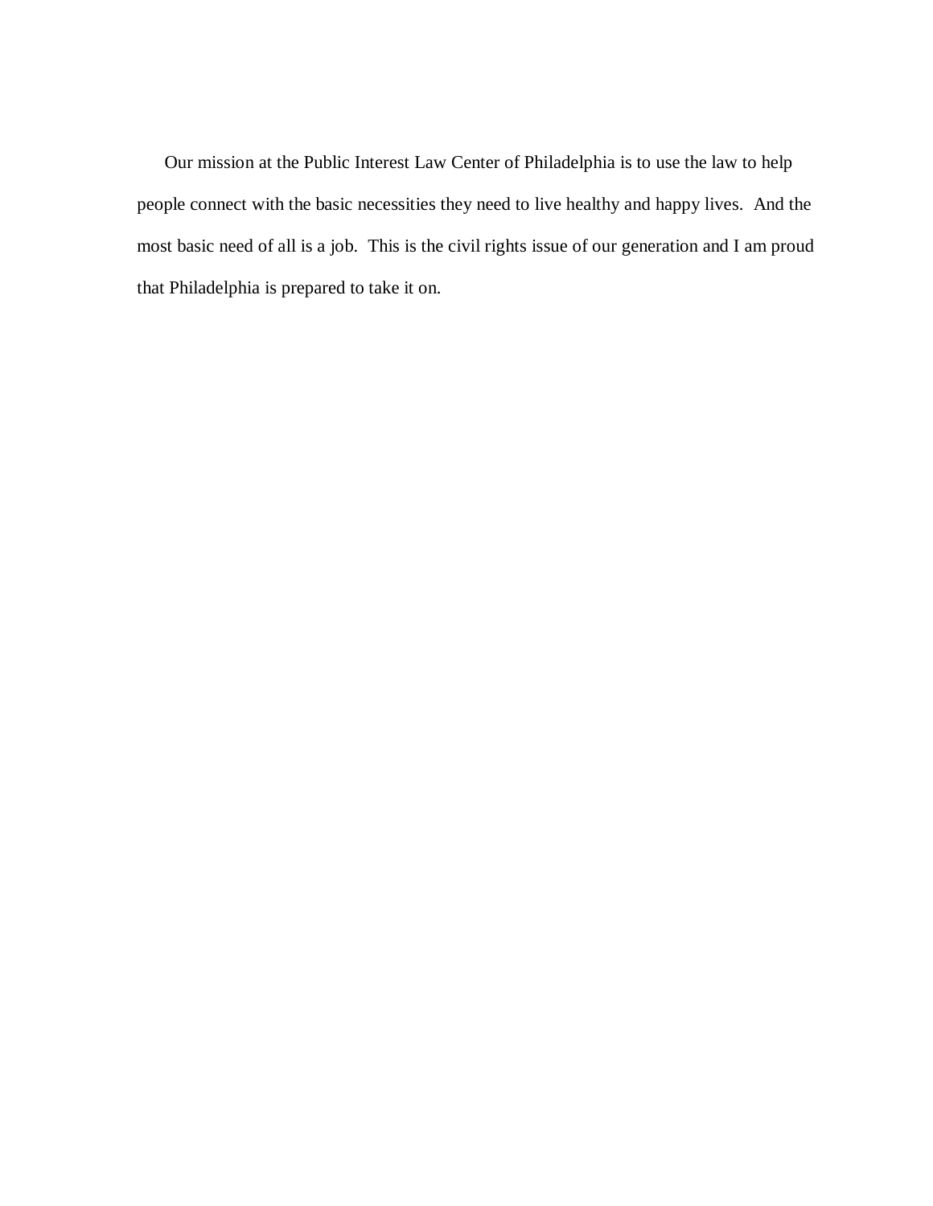Our mission at the Public Interest Law Center of Philadelphia is to use the law to help people connect with the basic necessities they need to live healthy and happy lives. And the most basic need of all is a job. This is the civil rights issue of our generation and I am proud that Philadelphia is prepared to take it on.